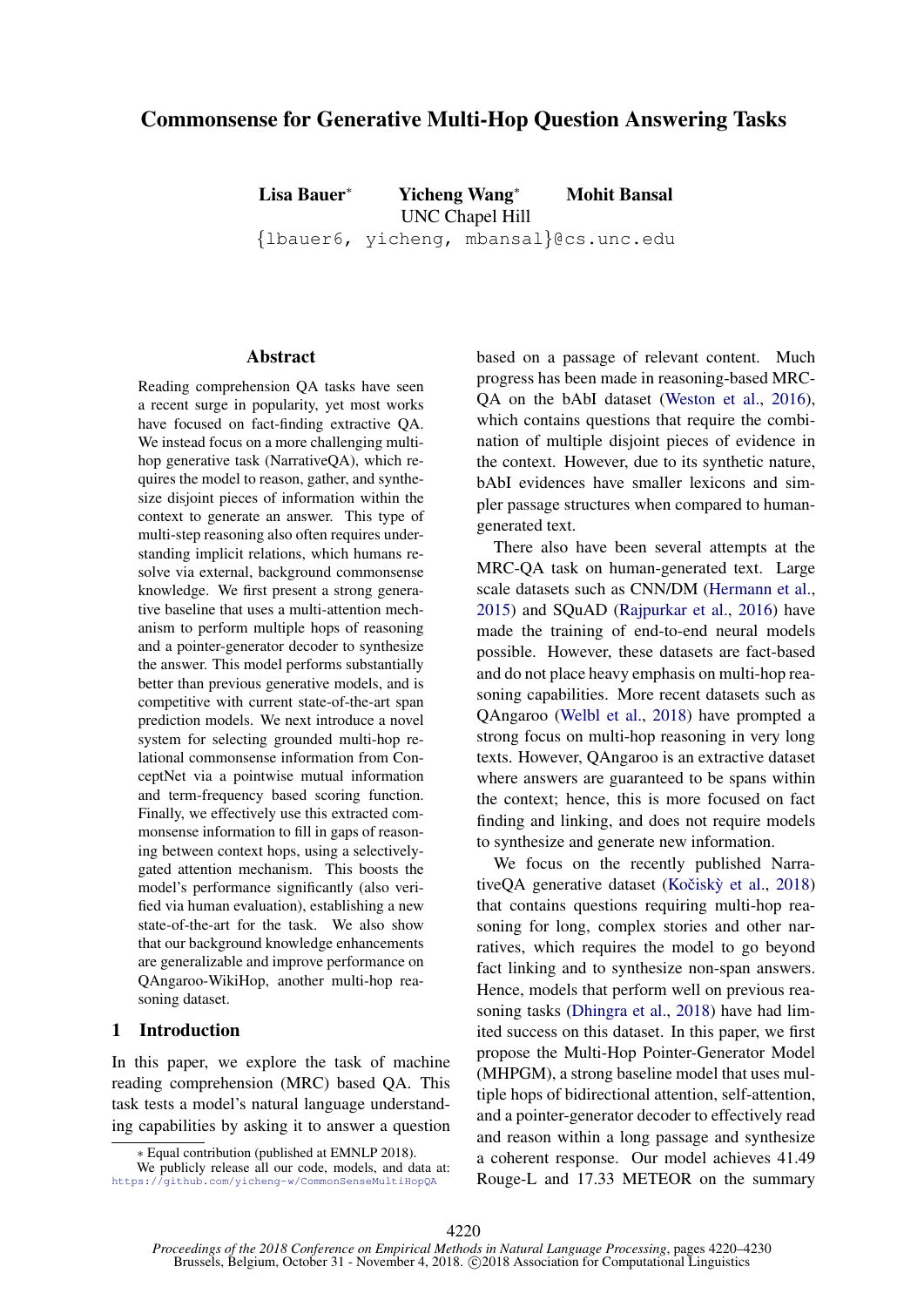# Commonsense for Generative Multi-Hop Question Answering Tasks

**Lisa Bauer*** **Yicheng Wang*** **Mohit Bansal**
UNC Chapel Hill
{lbauer6, yicheng, mbansal}@cs.unc.edu

## Abstract

Reading comprehension QA tasks have seen a recent surge in popularity, yet most works have focused on fact-finding extractive QA. We instead focus on a more challenging multi-hop generative task (NarrativeQA), which requires the model to reason, gather, and synthesize disjoint pieces of information within the context to generate an answer. This type of multi-step reasoning also often requires understanding implicit relations, which humans resolve via external, background commonsense knowledge. We first present a strong generative baseline that uses a multi-attention mechanism to perform multiple hops of reasoning and a pointer-generator decoder to synthesize the answer. This model performs substantially better than previous generative models, and is competitive with current state-of-the-art span prediction models. We next introduce a novel system for selecting grounded multi-hop relational commonsense information from ConceptNet via a pointwise mutual information and term-frequency based scoring function. Finally, we effectively use this extracted commonsense information to fill in gaps of reasoning between context hops, using a selectively-gated attention mechanism. This boosts the model's performance significantly (also verified via human evaluation), establishing a new state-of-the-art for the task. We also show that our background knowledge enhancements are generalizable and improve performance on QAngaroo-WikiHop, another multi-hop reasoning dataset.

## 1 Introduction

In this paper, we explore the task of machine reading comprehension (MRC) based QA. This task tests a model's natural language understanding capabilities by asking it to answer a question based on a passage of relevant content. Much progress has been made in reasoning-based MRC-QA on the bAbI dataset (Weston et al., 2016), which contains questions that require the combination of multiple disjoint pieces of evidence in the context. However, due to its synthetic nature, bAbI evidences have smaller lexicons and simpler passage structures when compared to human-generated text.

There also have been several attempts at the MRC-QA task on human-generated text. Large scale datasets such as CNN/DM (Hermann et al., 2015) and SQuAD (Rajpurkar et al., 2016) have made the training of end-to-end neural models possible. However, these datasets are fact-based and do not place heavy emphasis on multi-hop reasoning capabilities. More recent datasets such as QAngaroo (Welbl et al., 2018) have prompted a strong focus on multi-hop reasoning in very long texts. However, QAngaroo is an extractive dataset where answers are guaranteed to be spans within the context; hence, this is more focused on fact finding and linking, and does not require models to synthesize and generate new information.

We focus on the recently published NarrativeQA generative dataset (Kočiský et al., 2018) that contains questions requiring multi-hop reasoning for long, complex stories and other narratives, which requires the model to go beyond fact linking and to synthesize non-span answers. Hence, models that perform well on previous reasoning tasks (Dhingra et al., 2018) have had limited success on this dataset. In this paper, we first propose the Multi-Hop Pointer-Generator Model (MHPGM), a strong baseline model that uses multiple hops of bidirectional attention, self-attention, and a pointer-generator decoder to effectively read and reason within a long passage and synthesize a coherent response. Our model achieves 41.49 Rouge-L and 17.33 METEOR on the summary

\* Equal contribution (published at EMNLP 2018).
We publicly release all our code, models, and data at: https://github.com/yicheng-w/CommonSenseMultiHopQA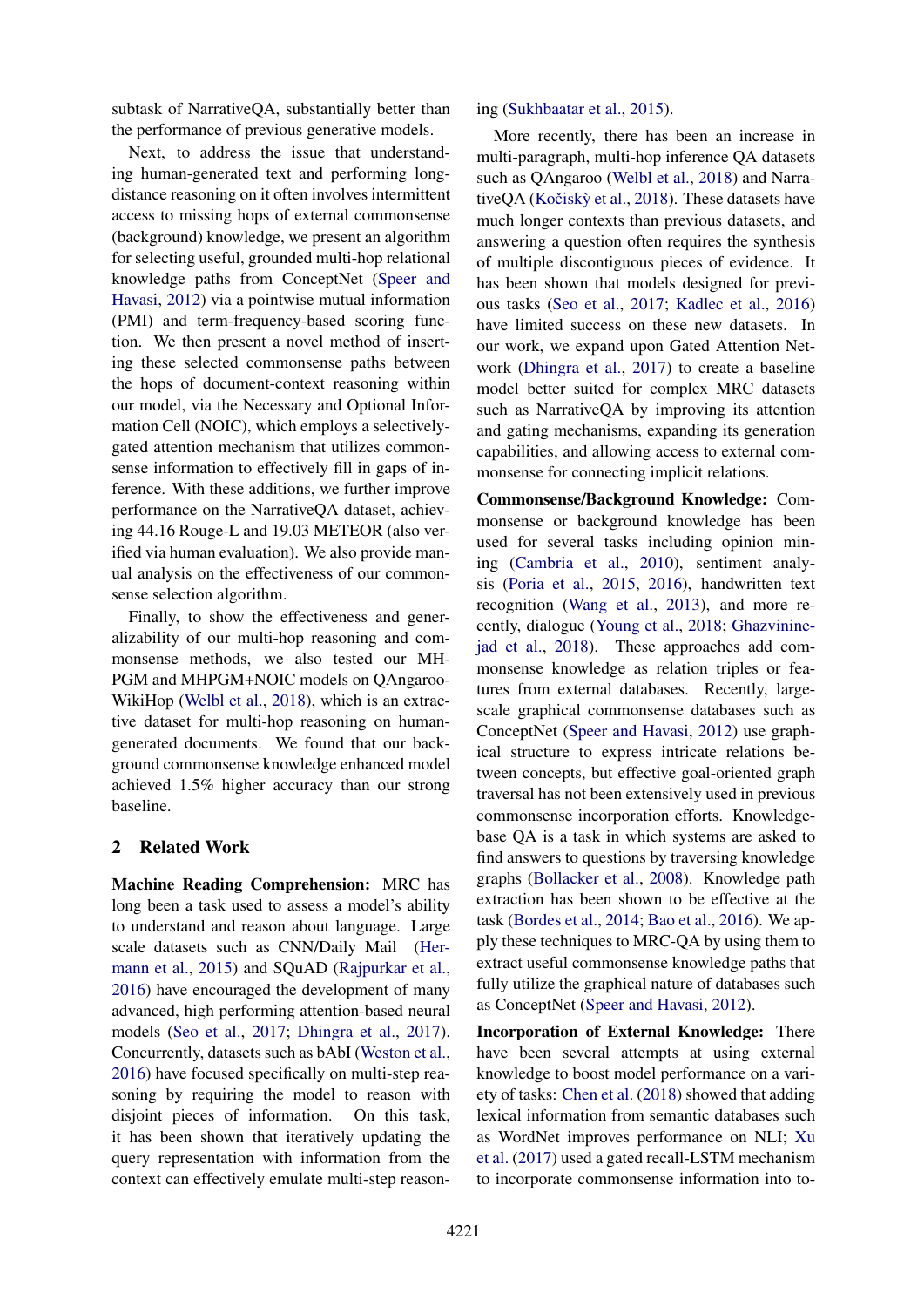subtask of NarrativeQA, substantially better than the performance of previous generative models.

Next, to address the issue that understanding human-generated text and performing long-distance reasoning on it often involves intermittent access to missing hops of external commonsense (background) knowledge, we present an algorithm for selecting useful, grounded multi-hop relational knowledge paths from ConceptNet (Speer and Havasi, 2012) via a pointwise mutual information (PMI) and term-frequency-based scoring function. We then present a novel method of inserting these selected commonsense paths between the hops of document-context reasoning within our model, via the Necessary and Optional Information Cell (NOIC), which employs a selectively-gated attention mechanism that utilizes commonsense information to effectively fill in gaps of inference. With these additions, we further improve performance on the NarrativeQA dataset, achieving 44.16 Rouge-L and 19.03 METEOR (also verified via human evaluation). We also provide manual analysis on the effectiveness of our commonsense selection algorithm.

Finally, to show the effectiveness and generalizability of our multi-hop reasoning and commonsense methods, we also tested our MHPGM and MHPGM+NOIC models on QAngaroo-WikiHop (Welbl et al., 2018), which is an extractive dataset for multi-hop reasoning on human-generated documents. We found that our background commonsense knowledge enhanced model achieved 1.5% higher accuracy than our strong baseline.

## 2 Related Work

**Machine Reading Comprehension:** MRC has long been a task used to assess a model's ability to understand and reason about language. Large scale datasets such as CNN/Daily Mail (Hermann et al., 2015) and SQuAD (Rajpurkar et al., 2016) have encouraged the development of many advanced, high performing attention-based neural models (Seo et al., 2017; Dhingra et al., 2017). Concurrently, datasets such as bAbI (Weston et al., 2016) have focused specifically on multi-step reasoning by requiring the model to reason with disjoint pieces of information. On this task, it has been shown that iteratively updating the query representation with information from the context can effectively emulate multi-step reasoning (Sukhbaatar et al., 2015).

More recently, there has been an increase in multi-paragraph, multi-hop inference QA datasets such as QAngaroo (Welbl et al., 2018) and NarrativeQA (Kočiskỳ et al., 2018). These datasets have much longer contexts than previous datasets, and answering a question often requires the synthesis of multiple discontiguous pieces of evidence. It has been shown that models designed for previous tasks (Seo et al., 2017; Kadlec et al., 2016) have limited success on these new datasets. In our work, we expand upon Gated Attention Network (Dhingra et al., 2017) to create a baseline model better suited for complex MRC datasets such as NarrativeQA by improving its attention and gating mechanisms, expanding its generation capabilities, and allowing access to external commonsense for connecting implicit relations.

**Commonsense/Background Knowledge:** Commonsense or background knowledge has been used for several tasks including opinion mining (Cambria et al., 2010), sentiment analysis (Poria et al., 2015, 2016), handwritten text recognition (Wang et al., 2013), and more recently, dialogue (Young et al., 2018; Ghazvininejad et al., 2018). These approaches add commonsense knowledge as relation triples or features from external databases. Recently, large-scale graphical commonsense databases such as ConceptNet (Speer and Havasi, 2012) use graphical structure to express intricate relations between concepts, but effective goal-oriented graph traversal has not been extensively used in previous commonsense incorporation efforts. Knowledge-base QA is a task in which systems are asked to find answers to questions by traversing knowledge graphs (Bollacker et al., 2008). Knowledge path extraction has been shown to be effective at the task (Bordes et al., 2014; Bao et al., 2016). We apply these techniques to MRC-QA by using them to extract useful commonsense knowledge paths that fully utilize the graphical nature of databases such as ConceptNet (Speer and Havasi, 2012).

**Incorporation of External Knowledge:** There have been several attempts at using external knowledge to boost model performance on a variety of tasks: Chen et al. (2018) showed that adding lexical information from semantic databases such as WordNet improves performance on NLI; Xu et al. (2017) used a gated recall-LSTM mechanism to incorporate commonsense information into to-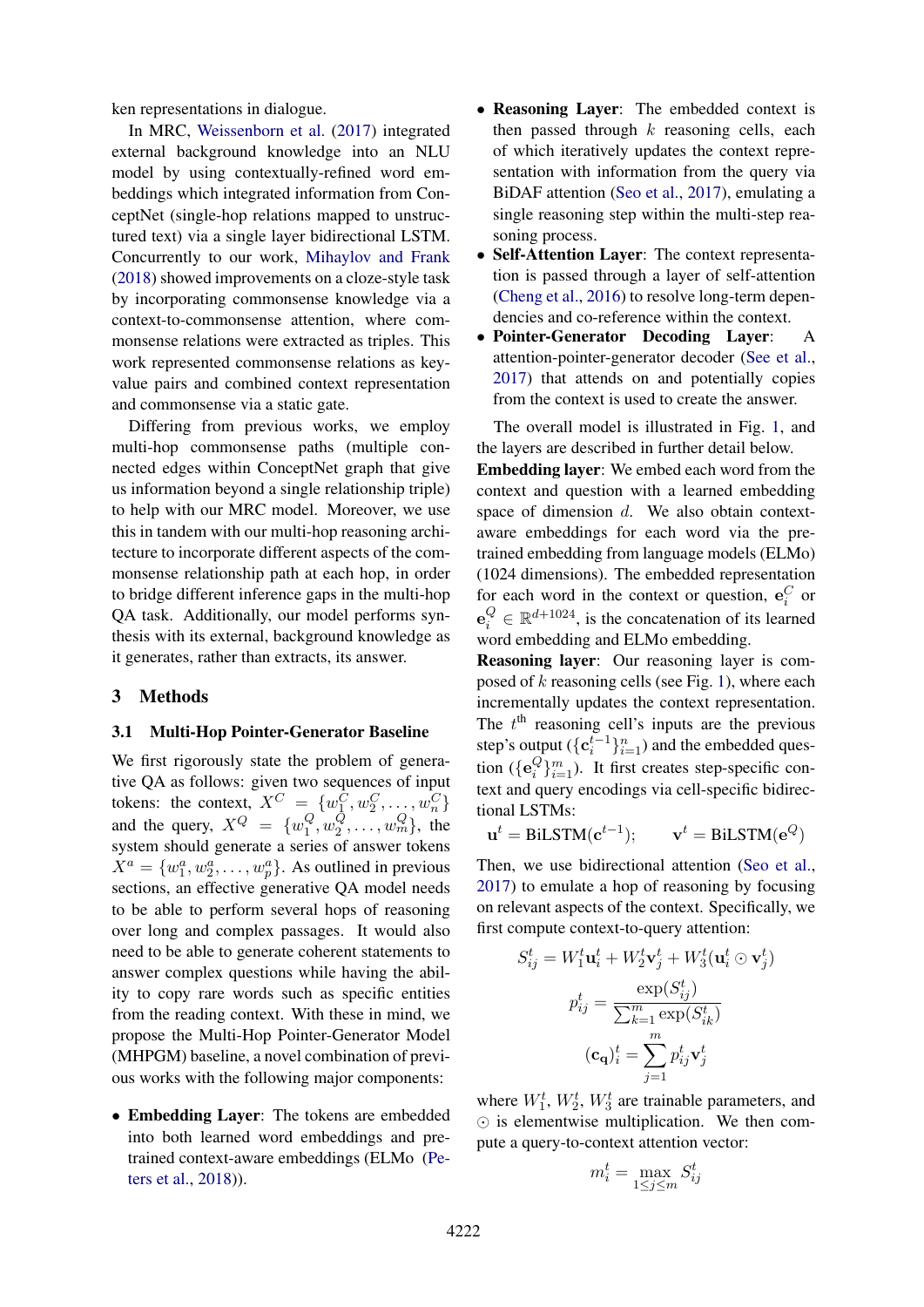ken representations in dialogue.

In MRC, Weissenborn et al. (2017) integrated external background knowledge into an NLU model by using contextually-refined word embeddings which integrated information from ConceptNet (single-hop relations mapped to unstructured text) via a single layer bidirectional LSTM. Concurrently to our work, Mihaylov and Frank (2018) showed improvements on a cloze-style task by incorporating commonsense knowledge via a context-to-commonsense attention, where commonsense relations were extracted as triples. This work represented commonsense relations as key-value pairs and combined context representation and commonsense via a static gate.

Differing from previous works, we employ multi-hop commonsense paths (multiple connected edges within ConceptNet graph that give us information beyond a single relationship triple) to help with our MRC model. Moreover, we use this in tandem with our multi-hop reasoning architecture to incorporate different aspects of the commonsense relationship path at each hop, in order to bridge different inference gaps in the multi-hop QA task. Additionally, our model performs synthesis with its external, background knowledge as it generates, rather than extracts, its answer.

## 3 Methods

### 3.1 Multi-Hop Pointer-Generator Baseline

We first rigorously state the problem of generative QA as follows: given two sequences of input tokens: the context, $X^C = \{w_1^C, w_2^C, \dots, w_n^C\}$ and the query, $X^Q = \{w_1^Q, w_2^Q, \dots, w_m^Q\}$, the system should generate a series of answer tokens $X^a = \{w_1^a, w_2^a, \dots, w_p^a\}$. As outlined in previous sections, an effective generative QA model needs to be able to perform several hops of reasoning over long and complex passages. It would also need to be able to generate coherent statements to answer complex questions while having the ability to copy rare words such as specific entities from the reading context. With these in mind, we propose the Multi-Hop Pointer-Generator Model (MHPGM) baseline, a novel combination of previous works with the following major components:

- **Embedding Layer**: The tokens are embedded into both learned word embeddings and pre-trained context-aware embeddings (ELMo (Peters et al., 2018)).
- **Reasoning Layer**: The embedded context is then passed through $k$ reasoning cells, each of which iteratively updates the context representation with information from the query via BiDAF attention (Seo et al., 2017), emulating a single reasoning step within the multi-step reasoning process.
- **Self-Attention Layer**: The context representation is passed through a layer of self-attention (Cheng et al., 2016) to resolve long-term dependencies and co-reference within the context.
- **Pointer-Generator Decoding Layer**: A attention-pointer-generator decoder (See et al., 2017) that attends on and potentially copies from the context is used to create the answer.

The overall model is illustrated in Fig. 1, and the layers are described in further detail below.

**Embedding layer**: We embed each word from the context and question with a learned embedding space of dimension $d$. We also obtain context-aware embeddings for each word via the pre-trained embedding from language models (ELMo) (1024 dimensions). The embedded representation for each word in the context or question, $\mathbf{e}_i^C$ or $\mathbf{e}_i^Q \in \mathbb{R}^{d+1024}$, is the concatenation of its learned word embedding and ELMo embedding.

**Reasoning layer**: Our reasoning layer is composed of $k$ reasoning cells (see Fig. 1), where each incrementally updates the context representation. The $t^{\text{th}}$ reasoning cell's inputs are the previous step's output ($\{\mathbf{c}_i^{t-1}\}_{i=1}^n$) and the embedded question ($\{\mathbf{e}_i^Q\}_{i=1}^m$). It first creates step-specific context and query encodings via cell-specific bidirectional LSTMs:

$$\mathbf{u}^t = \text{BiLSTM}(\mathbf{c}^{t-1}); \qquad \mathbf{v}^t = \text{BiLSTM}(\mathbf{e}^Q)$$

Then, we use bidirectional attention (Seo et al., 2017) to emulate a hop of reasoning by focusing on relevant aspects of the context. Specifically, we first compute context-to-query attention:

$$S_{ij}^t = W_1^t \mathbf{u}_i^t + W_2^t \mathbf{v}_j^t + W_3^t (\mathbf{u}_i^t \odot \mathbf{v}_j^t)$$

$$p_{ij}^t = \frac{\exp(S_{ij}^t)}{\sum_{k=1}^m \exp(S_{ik}^t)}$$

$$(\mathbf{c_q})_i^t = \sum_{j=1}^m p_{ij}^t \mathbf{v}_j^t$$

where $W_1^t$, $W_2^t$, $W_3^t$ are trainable parameters, and $\odot$ is elementwise multiplication. We then compute a query-to-context attention vector:

$$m_i^t = \max_{1 \le j \le m} S_{ij}^t$$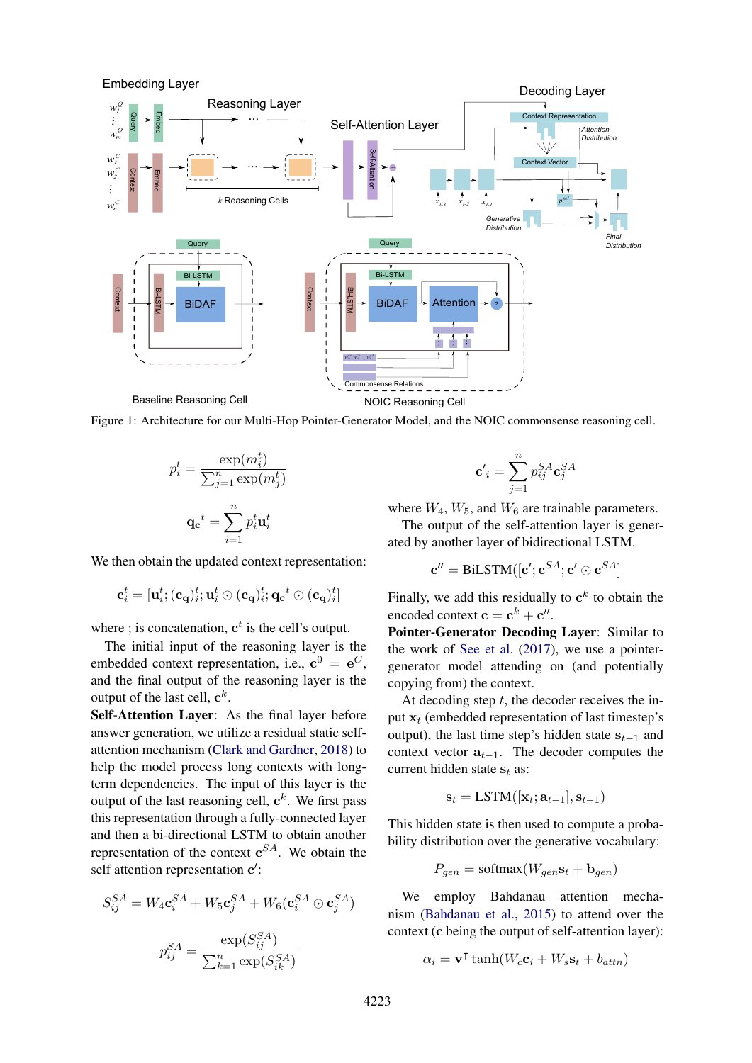Figure 1: Architecture for our Multi-Hop Pointer-Generator Model, and the NOIC commonsense reasoning cell.

$$p_i^t = \frac{\exp(m_i^t)}{\sum_{j=1}^{n} \exp(m_j^t)}$$

$$\mathbf{q_c}^t = \sum_{i=1}^{n} p_i^t \mathbf{u}_i^t$$

We then obtain the updated context representation:

$$\mathbf{c}_i^t = [\mathbf{u}_i^t; (\mathbf{c_q})_i^t; \mathbf{u}_i^t \odot (\mathbf{c_q})_i^t; \mathbf{q_c}^t \odot (\mathbf{c_q})_i^t]$$

where ; is concatenation, $\mathbf{c}^t$ is the cell's output.

The initial input of the reasoning layer is the embedded context representation, i.e., $\mathbf{c}^0 = \mathbf{e}^C$, and the final output of the reasoning layer is the output of the last cell, $\mathbf{c}^k$.

**Self-Attention Layer**: As the final layer before answer generation, we utilize a residual static self-attention mechanism (Clark and Gardner, 2018) to help the model process long contexts with long-term dependencies. The input of this layer is the output of the last reasoning cell, $\mathbf{c}^k$. We first pass this representation through a fully-connected layer and then a bi-directional LSTM to obtain another representation of the context $\mathbf{c}^{SA}$. We obtain the self attention representation $\mathbf{c}'$:

$$S_{ij}^{SA} = W_4 \mathbf{c}_i^{SA} + W_5 \mathbf{c}_j^{SA} + W_6(\mathbf{c}_i^{SA} \odot \mathbf{c}_j^{SA})$$

$$p_{ij}^{SA} = \frac{\exp(S_{ij}^{SA})}{\sum_{k=1}^{n} \exp(S_{ik}^{SA})}$$

$$\mathbf{c}'_i = \sum_{j=1}^{n} p_{ij}^{SA} \mathbf{c}_j^{SA}$$

where $W_4$, $W_5$, and $W_6$ are trainable parameters.

The output of the self-attention layer is generated by another layer of bidirectional LSTM.

$$\mathbf{c}'' = \text{BiLSTM}([\mathbf{c}'; \mathbf{c}^{SA}; \mathbf{c}' \odot \mathbf{c}^{SA}])$$

Finally, we add this residually to $\mathbf{c}^k$ to obtain the encoded context $\mathbf{c} = \mathbf{c}^k + \mathbf{c}''$.

**Pointer-Generator Decoding Layer**: Similar to the work of See et al. (2017), we use a pointer-generator model attending on (and potentially copying from) the context.

At decoding step $t$, the decoder receives the input $\mathbf{x}_t$ (embedded representation of last timestep's output), the last time step's hidden state $\mathbf{s}_{t-1}$ and context vector $\mathbf{a}_{t-1}$. The decoder computes the current hidden state $\mathbf{s}_t$ as:

$$\mathbf{s}_t = \text{LSTM}([\mathbf{x}_t; \mathbf{a}_{t-1}], \mathbf{s}_{t-1})$$

This hidden state is then used to compute a probability distribution over the generative vocabulary:

$$P_{gen} = \text{softmax}(W_{gen}\mathbf{s}_t + \mathbf{b}_{gen})$$

We employ Bahdanau attention mechanism (Bahdanau et al., 2015) to attend over the context ($\mathbf{c}$ being the output of self-attention layer):

$$\alpha_i = \mathbf{v}^{\intercal} \tanh(W_c \mathbf{c}_i + W_s \mathbf{s}_t + b_{attn})$$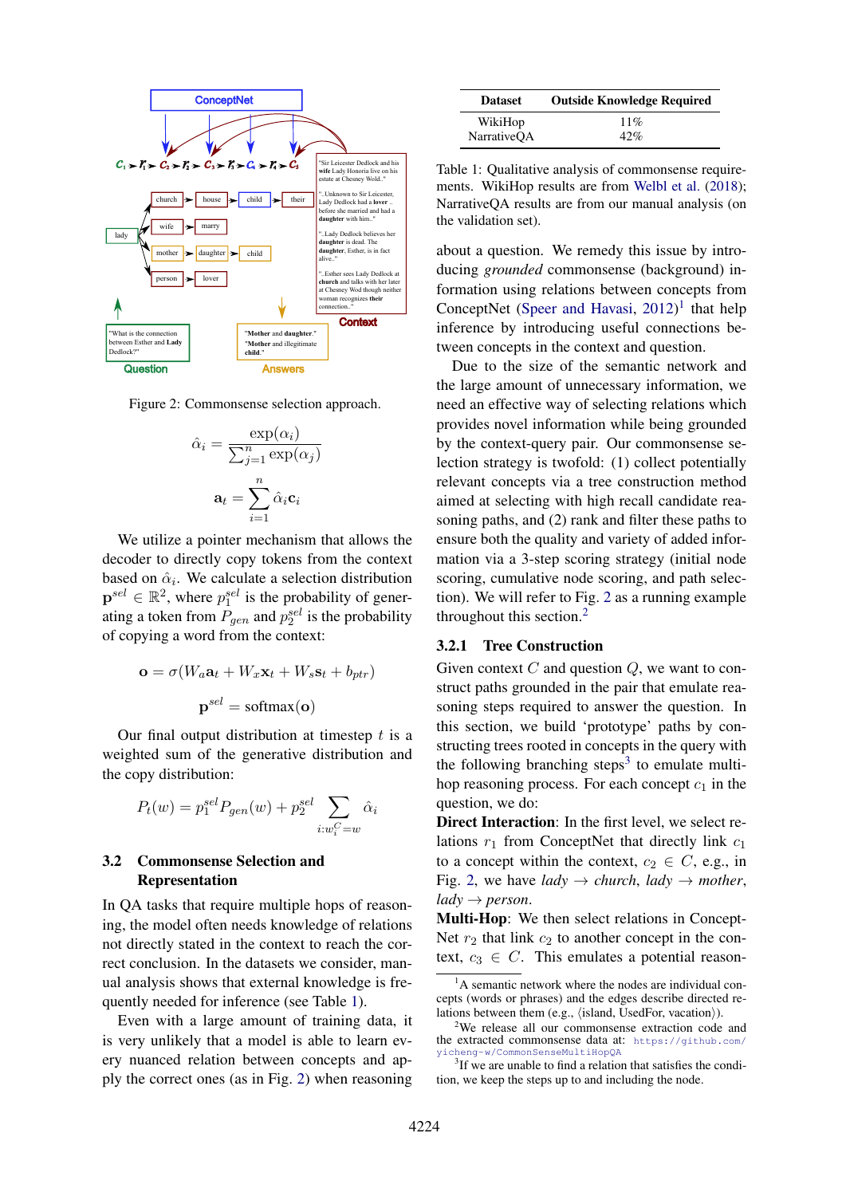Figure 2: Commonsense selection approach.

$$\hat{\alpha}_i = \frac{\exp(\alpha_i)}{\sum_{j=1}^{n} \exp(\alpha_j)}$$

$$\mathbf{a}_t = \sum_{i=1}^{n} \hat{\alpha}_i \mathbf{c}_i$$

We utilize a pointer mechanism that allows the decoder to directly copy tokens from the context based on $\hat{\alpha}_i$. We calculate a selection distribution $\mathbf{p}^{sel} \in \mathbb{R}^2$, where $p_1^{sel}$ is the probability of generating a token from $P_{gen}$ and $p_2^{sel}$ is the probability of copying a word from the context:

$$\mathbf{o} = \sigma(W_a \mathbf{a}_t + W_x \mathbf{x}_t + W_s \mathbf{s}_t + b_{ptr})$$

$$\mathbf{p}^{sel} = \text{softmax}(\mathbf{o})$$

Our final output distribution at timestep $t$ is a weighted sum of the generative distribution and the copy distribution:

$$P_t(w) = p_1^{sel} P_{gen}(w) + p_2^{sel} \sum_{i:w_i^C = w} \hat{\alpha}_i$$

## 3.2 Commonsense Selection and Representation

In QA tasks that require multiple hops of reasoning, the model often needs knowledge of relations not directly stated in the context to reach the correct conclusion. In the datasets we consider, manual analysis shows that external knowledge is frequently needed for inference (see Table 1).

Even with a large amount of training data, it is very unlikely that a model is able to learn every nuanced relation between concepts and apply the correct ones (as in Fig. 2) when reasoning

| Dataset | Outside Knowledge Required |
|---|---|
| WikiHop | 11% |
| NarrativeQA | 42% |

Table 1: Qualitative analysis of commonsense requirements. WikiHop results are from Welbl et al. (2018); NarrativeQA results are from our manual analysis (on the validation set).

about a question. We remedy this issue by introducing *grounded* commonsense (background) information using relations between concepts from ConceptNet (Speer and Havasi, 2012)[1] that help inference by introducing useful connections between concepts in the context and question.

Due to the size of the semantic network and the large amount of unnecessary information, we need an effective way of selecting relations which provides novel information while being grounded by the context-query pair. Our commonsense selection strategy is twofold: (1) collect potentially relevant concepts via a tree construction method aimed at selecting with high recall candidate reasoning paths, and (2) rank and filter these paths to ensure both the quality and variety of added information via a 3-step scoring strategy (initial node scoring, cumulative node scoring, and path selection). We will refer to Fig. 2 as a running example throughout this section.[2]

### 3.2.1 Tree Construction

Given context $C$ and question $Q$, we want to construct paths grounded in the pair that emulate reasoning steps required to answer the question. In this section, we build 'prototype' paths by constructing trees rooted in concepts in the query with the following branching steps[3] to emulate multi-hop reasoning process. For each concept $c_1$ in the question, we do:

**Direct Interaction**: In the first level, we select relations $r_1$ from ConceptNet that directly link $c_1$ to a concept within the context, $c_2 \in C$, e.g., in Fig. 2, we have *lady* $\rightarrow$ *church*, *lady* $\rightarrow$ *mother*, *lady* $\rightarrow$ *person*.

**Multi-Hop**: We then select relations in ConceptNet $r_2$ that link $c_2$ to another concept in the context, $c_3 \in C$. This emulates a potential reason-

[1] A semantic network where the nodes are individual concepts (words or phrases) and the edges describe directed relations between them (e.g., ⟨island, UsedFor, vacation⟩).

[2] We release all our commonsense extraction code and the extracted commonsense data at: https://github.com/yicheng-w/CommonSenseMultiHopQA

[3] If we are unable to find a relation that satisfies the condition, we keep the steps up to and including the node.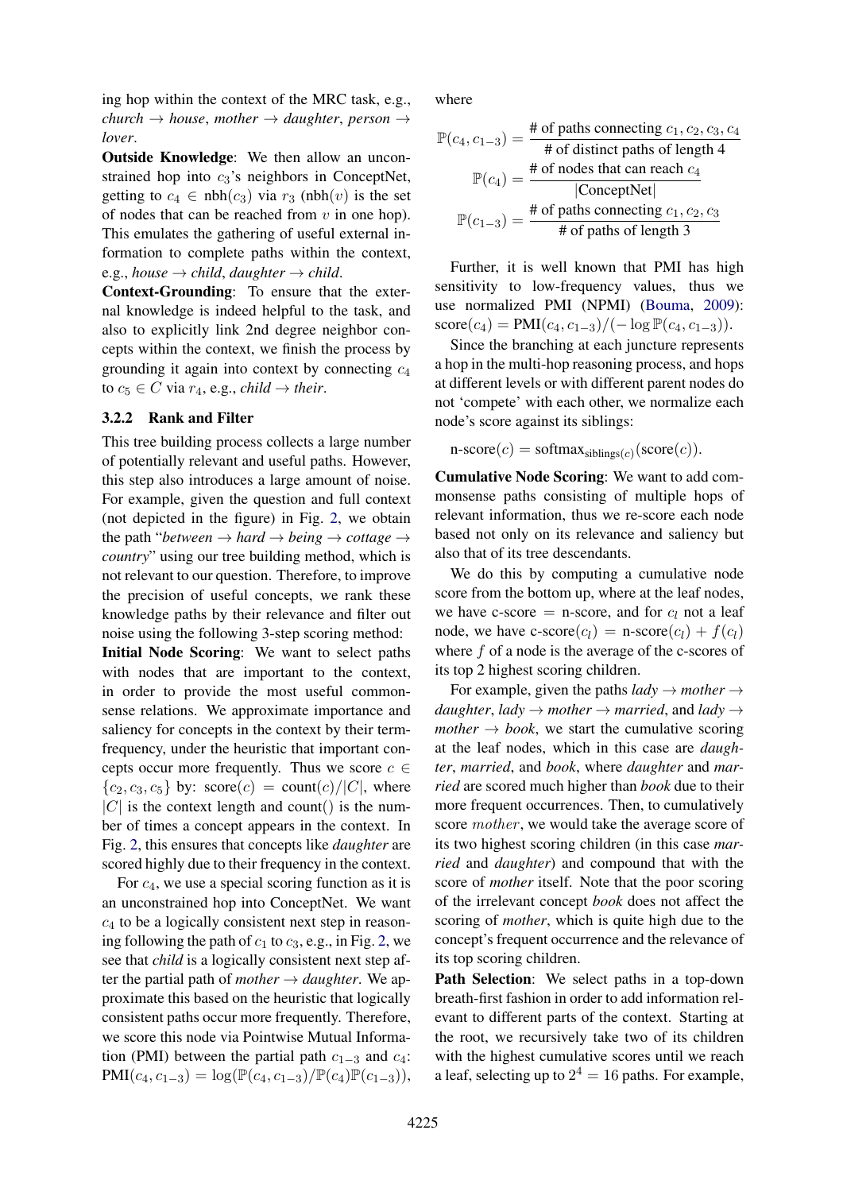ing hop within the context of the MRC task, e.g., *church* → *house*, *mother* → *daughter*, *person* → *lover*.

**Outside Knowledge**: We then allow an unconstrained hop into $c_3$'s neighbors in ConceptNet, getting to $c_4 \in \text{nbh}(c_3)$ via $r_3$ ($\text{nbh}(v)$ is the set of nodes that can be reached from $v$ in one hop). This emulates the gathering of useful external information to complete paths within the context, e.g., *house* → *child*, *daughter* → *child*.

**Context-Grounding**: To ensure that the external knowledge is indeed helpful to the task, and also to explicitly link 2nd degree neighbor concepts within the context, we finish the process by grounding it again into context by connecting $c_4$ to $c_5 \in C$ via $r_4$, e.g., *child* → *their*.

### 3.2.2 Rank and Filter

This tree building process collects a large number of potentially relevant and useful paths. However, this step also introduces a large amount of noise. For example, given the question and full context (not depicted in the figure) in Fig. 2, we obtain the path "*between* → *hard* → *being* → *cottage* → *country*" using our tree building method, which is not relevant to our question. Therefore, to improve the precision of useful concepts, we rank these knowledge paths by their relevance and filter out noise using the following 3-step scoring method:

**Initial Node Scoring**: We want to select paths with nodes that are important to the context, in order to provide the most useful commonsense relations. We approximate importance and saliency for concepts in the context by their term-frequency, under the heuristic that important concepts occur more frequently. Thus we score $c \in \{c_2, c_3, c_5\}$ by: $\text{score}(c) = \text{count}(c)/|C|$, where $|C|$ is the context length and count() is the number of times a concept appears in the context. In Fig. 2, this ensures that concepts like *daughter* are scored highly due to their frequency in the context.

For $c_4$, we use a special scoring function as it is an unconstrained hop into ConceptNet. We want $c_4$ to be a logically consistent next step in reasoning following the path of $c_1$ to $c_3$, e.g., in Fig. 2, we see that *child* is a logically consistent next step after the partial path of *mother* → *daughter*. We approximate this based on the heuristic that logically consistent paths occur more frequently. Therefore, we score this node via Pointwise Mutual Information (PMI) between the partial path $c_{1-3}$ and $c_4$: $\text{PMI}(c_4, c_{1-3}) = \log(\mathbb{P}(c_4, c_{1-3})/\mathbb{P}(c_4)\mathbb{P}(c_{1-3}))$, where

$$\mathbb{P}(c_4, c_{1-3}) = \frac{\text{\# of paths connecting } c_1, c_2, c_3, c_4}{\text{\# of distinct paths of length 4}}$$

$$\mathbb{P}(c_4) = \frac{\text{\# of nodes that can reach } c_4}{|\text{ConceptNet}|}$$

$$\mathbb{P}(c_{1-3}) = \frac{\text{\# of paths connecting } c_1, c_2, c_3}{\text{\# of paths of length 3}}$$

Further, it is well known that PMI has high sensitivity to low-frequency values, thus we use normalized PMI (NPMI) (Bouma, 2009): $\text{score}(c_4) = \text{PMI}(c_4, c_{1-3})/(-\log \mathbb{P}(c_4, c_{1-3}))$.

Since the branching at each juncture represents a hop in the multi-hop reasoning process, and hops at different levels or with different parent nodes do not 'compete' with each other, we normalize each node's score against its siblings:

$$\text{n-score}(c) = \text{softmax}_{\text{siblings}(c)}(\text{score}(c)).$$

**Cumulative Node Scoring**: We want to add commonsense paths consisting of multiple hops of relevant information, thus we re-score each node based not only on its relevance and saliency but also that of its tree descendants.

We do this by computing a cumulative node score from the bottom up, where at the leaf nodes, we have c-score = n-score, and for $c_l$ not a leaf node, we have $\text{c-score}(c_l) = \text{n-score}(c_l) + f(c_l)$ where $f$ of a node is the average of the c-scores of its top 2 highest scoring children.

For example, given the paths *lady* → *mother* → *daughter*, *lady* → *mother* → *married*, and *lady* → *mother* → *book*, we start the cumulative scoring at the leaf nodes, which in this case are *daughter*, *married*, and *book*, where *daughter* and *married* are scored much higher than *book* due to their more frequent occurrences. Then, to cumulatively score $mother$, we would take the average score of its two highest scoring children (in this case *married* and *daughter*) and compound that with the score of *mother* itself. Note that the poor scoring of the irrelevant concept *book* does not affect the scoring of *mother*, which is quite high due to the concept's frequent occurrence and the relevance of its top scoring children.

**Path Selection**: We select paths in a top-down breath-first fashion in order to add information relevant to different parts of the context. Starting at the root, we recursively take two of its children with the highest cumulative scores until we reach a leaf, selecting up to $2^4 = 16$ paths. For example,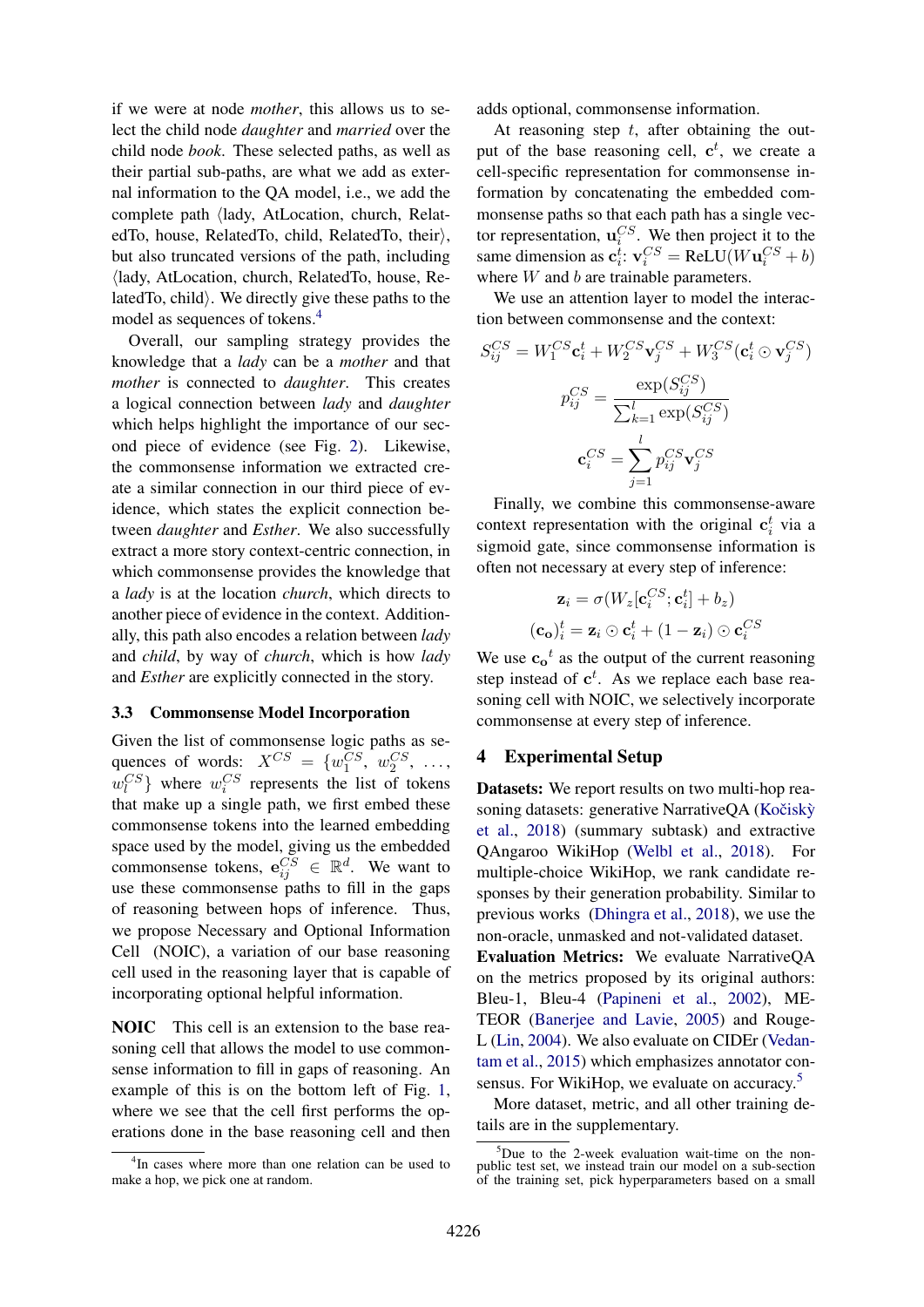if we were at node *mother*, this allows us to select the child node *daughter* and *married* over the child node *book*. These selected paths, as well as their partial sub-paths, are what we add as external information to the QA model, i.e., we add the complete path ⟨lady, AtLocation, church, RelatedTo, house, RelatedTo, child, RelatedTo, their⟩, but also truncated versions of the path, including ⟨lady, AtLocation, church, RelatedTo, house, RelatedTo, child⟩. We directly give these paths to the model as sequences of tokens.[4]

Overall, our sampling strategy provides the knowledge that a *lady* can be a *mother* and that *mother* is connected to *daughter*. This creates a logical connection between *lady* and *daughter* which helps highlight the importance of our second piece of evidence (see Fig. 2). Likewise, the commonsense information we extracted create a similar connection in our third piece of evidence, which states the explicit connection between *daughter* and *Esther*. We also successfully extract a more story context-centric connection, in which commonsense provides the knowledge that a *lady* is at the location *church*, which directs to another piece of evidence in the context. Additionally, this path also encodes a relation between *lady* and *child*, by way of *church*, which is how *lady* and *Esther* are explicitly connected in the story.

### 3.3 Commonsense Model Incorporation

Given the list of commonsense logic paths as sequences of words: $X^{CS} = \{w_1^{CS}, w_2^{CS}, \ldots, w_l^{CS}\}$ where $w_i^{CS}$ represents the list of tokens that make up a single path, we first embed these commonsense tokens into the learned embedding space used by the model, giving us the embedded commonsense tokens, $\mathbf{e}_{ij}^{CS} \in \mathbb{R}^d$. We want to use these commonsense paths to fill in the gaps of reasoning between hops of inference. Thus, we propose Necessary and Optional Information Cell (NOIC), a variation of our base reasoning cell used in the reasoning layer that is capable of incorporating optional helpful information.

**NOIC** This cell is an extension to the base reasoning cell that allows the model to use commonsense information to fill in gaps of reasoning. An example of this is on the bottom left of Fig. 1, where we see that the cell first performs the operations done in the base reasoning cell and then adds optional, commonsense information.

At reasoning step $t$, after obtaining the output of the base reasoning cell, $\mathbf{c}^t$, we create a cell-specific representation for commonsense information by concatenating the embedded commonsense paths so that each path has a single vector representation, $\mathbf{u}_i^{CS}$. We then project it to the same dimension as $\mathbf{c}_i^t$: $\mathbf{v}_i^{CS} = \text{ReLU}(W\mathbf{u}_i^{CS} + b)$ where $W$ and $b$ are trainable parameters.

We use an attention layer to model the interaction between commonsense and the context:

$$S_{ij}^{CS} = W_1^{CS}\mathbf{c}_i^t + W_2^{CS}\mathbf{v}_j^{CS} + W_3^{CS}(\mathbf{c}_i^t \odot \mathbf{v}_j^{CS})$$

$$p_{ij}^{CS} = \frac{\exp(S_{ij}^{CS})}{\sum_{k=1}^{l}\exp(S_{ij}^{CS})}$$

$$\mathbf{c}_i^{CS} = \sum_{j=1}^{l} p_{ij}^{CS}\mathbf{v}_j^{CS}$$

Finally, we combine this commonsense-aware context representation with the original $\mathbf{c}_i^t$ via a sigmoid gate, since commonsense information is often not necessary at every step of inference:

$$\mathbf{z}_i = \sigma(W_z[\mathbf{c}_i^{CS}; \mathbf{c}_i^t] + b_z)$$

$$(\mathbf{c_o})_i^t = \mathbf{z}_i \odot \mathbf{c}_i^t + (1 - \mathbf{z}_i) \odot \mathbf{c}_i^{CS}$$

We use ${\mathbf{c_o}}^t$ as the output of the current reasoning step instead of $\mathbf{c}^t$. As we replace each base reasoning cell with NOIC, we selectively incorporate commonsense at every step of inference.

## 4 Experimental Setup

**Datasets:** We report results on two multi-hop reasoning datasets: generative NarrativeQA (Kočiský et al., 2018) (summary subtask) and extractive QAngaroo WikiHop (Welbl et al., 2018). For multiple-choice WikiHop, we rank candidate responses by their generation probability. Similar to previous works (Dhingra et al., 2018), we use the non-oracle, unmasked and not-validated dataset.

**Evaluation Metrics:** We evaluate NarrativeQA on the metrics proposed by its original authors: Bleu-1, Bleu-4 (Papineni et al., 2002), METEOR (Banerjee and Lavie, 2005) and Rouge-L (Lin, 2004). We also evaluate on CIDEr (Vedantam et al., 2015) which emphasizes annotator consensus. For WikiHop, we evaluate on accuracy.[5]

More dataset, metric, and all other training details are in the supplementary.

[4] In cases where more than one relation can be used to make a hop, we pick one at random.

[5] Due to the 2-week evaluation wait-time on the non-public test set, we instead train our model on a sub-section of the training set, pick hyperparameters based on a small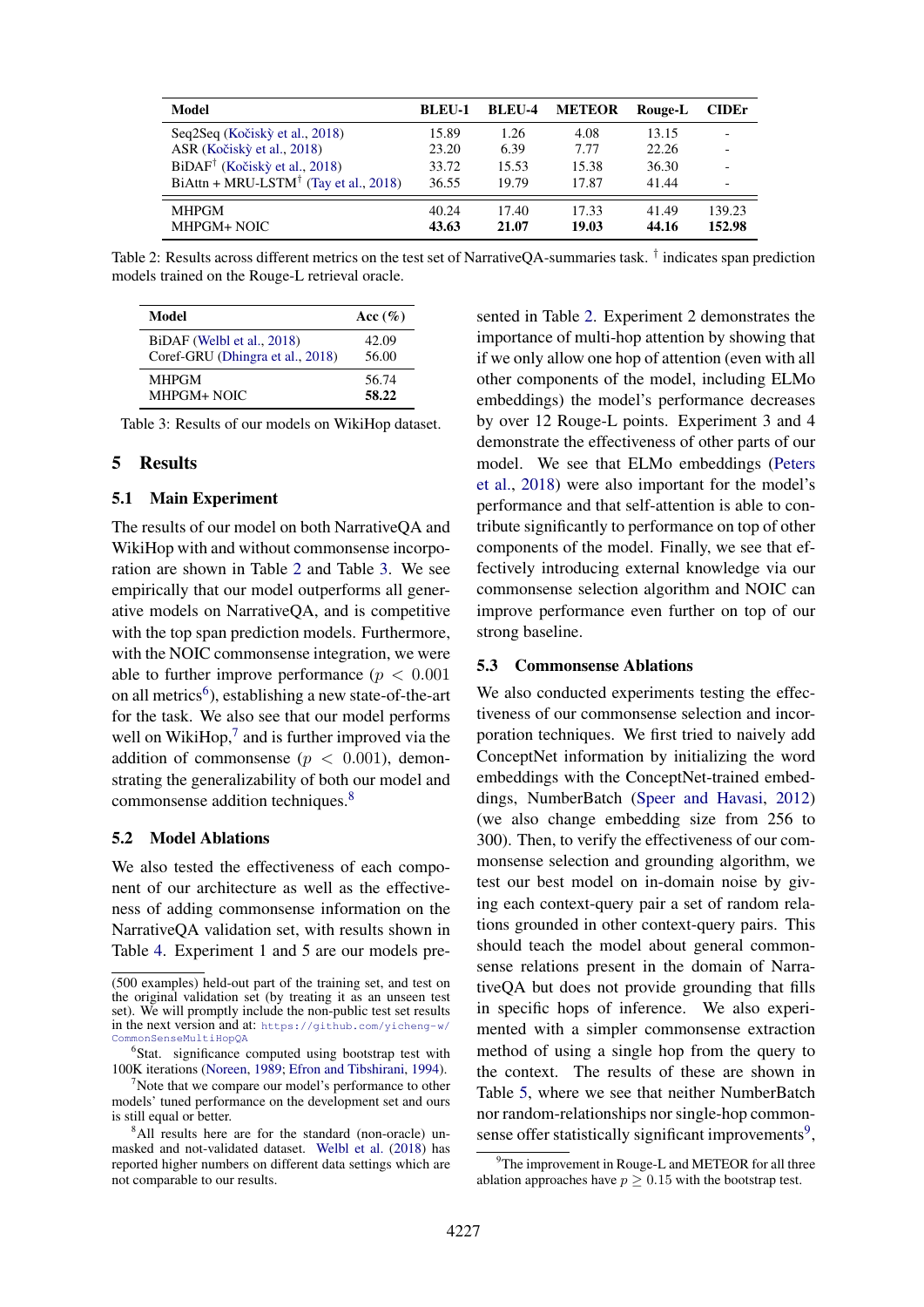| Model | BLEU-1 | BLEU-4 | METEOR | Rouge-L | CIDEr |
|---|---|---|---|---|---|
| Seq2Seq (Kočiský et al., 2018) | 15.89 | 1.26 | 4.08 | 13.15 | - |
| ASR (Kočiský et al., 2018) | 23.20 | 6.39 | 7.77 | 22.26 | - |
| BiDAF† (Kočiský et al., 2018) | 33.72 | 15.53 | 15.38 | 36.30 | - |
| BiAttn + MRU-LSTM† (Tay et al., 2018) | 36.55 | 19.79 | 17.87 | 41.44 | - |
| MHPGM | 40.24 | 17.40 | 17.33 | 41.49 | 139.23 |
| MHPGM+ NOIC | **43.63** | **21.07** | **19.03** | **44.16** | **152.98** |

Table 2: Results across different metrics on the test set of NarrativeQA-summaries task. † indicates span prediction models trained on the Rouge-L retrieval oracle.

| Model | Acc (%) |
|---|---|
| BiDAF (Welbl et al., 2018) | 42.09 |
| Coref-GRU (Dhingra et al., 2018) | 56.00 |
| MHPGM | 56.74 |
| MHPGM+ NOIC | **58.22** |

Table 3: Results of our models on WikiHop dataset.

## 5 Results

### 5.1 Main Experiment

The results of our model on both NarrativeQA and WikiHop with and without commonsense incorporation are shown in Table 2 and Table 3. We see empirically that our model outperforms all generative models on NarrativeQA, and is competitive with the top span prediction models. Furthermore, with the NOIC commonsense integration, we were able to further improve performance ($p < 0.001$ on all metrics[6]), establishing a new state-of-the-art for the task. We also see that our model performs well on WikiHop,[7] and is further improved via the addition of commonsense ($p < 0.001$), demonstrating the generalizability of both our model and commonsense addition techniques.[8]

### 5.2 Model Ablations

We also tested the effectiveness of each component of our architecture as well as the effectiveness of adding commonsense information on the NarrativeQA validation set, with results shown in Table 4. Experiment 1 and 5 are our models presented in Table 2. Experiment 2 demonstrates the importance of multi-hop attention by showing that if we only allow one hop of attention (even with all other components of the model, including ELMo embeddings) the model's performance decreases by over 12 Rouge-L points. Experiment 3 and 4 demonstrate the effectiveness of other parts of our model. We see that ELMo embeddings (Peters et al., 2018) were also important for the model's performance and that self-attention is able to contribute significantly to performance on top of other components of the model. Finally, we see that effectively introducing external knowledge via our commonsense selection algorithm and NOIC can improve performance even further on top of our strong baseline.

### 5.3 Commonsense Ablations

We also conducted experiments testing the effectiveness of our commonsense selection and incorporation techniques. We first tried to naively add ConceptNet information by initializing the word embeddings with the ConceptNet-trained embeddings, NumberBatch (Speer and Havasi, 2012) (we also change embedding size from 256 to 300). Then, to verify the effectiveness of our commonsense selection and grounding algorithm, we test our best model on in-domain noise by giving each context-query pair a set of random relations grounded in other context-query pairs. This should teach the model about general commonsense relations present in the domain of NarrativeQA but does not provide grounding that fills in specific hops of inference. We also experimented with a simpler commonsense extraction method of using a single hop from the query to the context. The results of these are shown in Table 5, where we see that neither NumberBatch nor random-relationships nor single-hop commonsense offer statistically significant improvements[9],

---

(500 examples) held-out part of the training set, and test on the original validation set (by treating it as an unseen test set). We will promptly include the non-public test set results in the next version and at: https://github.com/yicheng-w/CommonSenseMultiHopQA

[6] Stat. significance computed using bootstrap test with 100K iterations (Noreen, 1989; Efron and Tibshirani, 1994).

[7] Note that we compare our model's performance to other models' tuned performance on the development set and ours is still equal or better.

[8] All results here are for the standard (non-oracle) unmasked and not-validated dataset. Welbl et al. (2018) has reported higher numbers on different data settings which are not comparable to our results.

[9] The improvement in Rouge-L and METEOR for all three ablation approaches have $p \geq 0.15$ with the bootstrap test.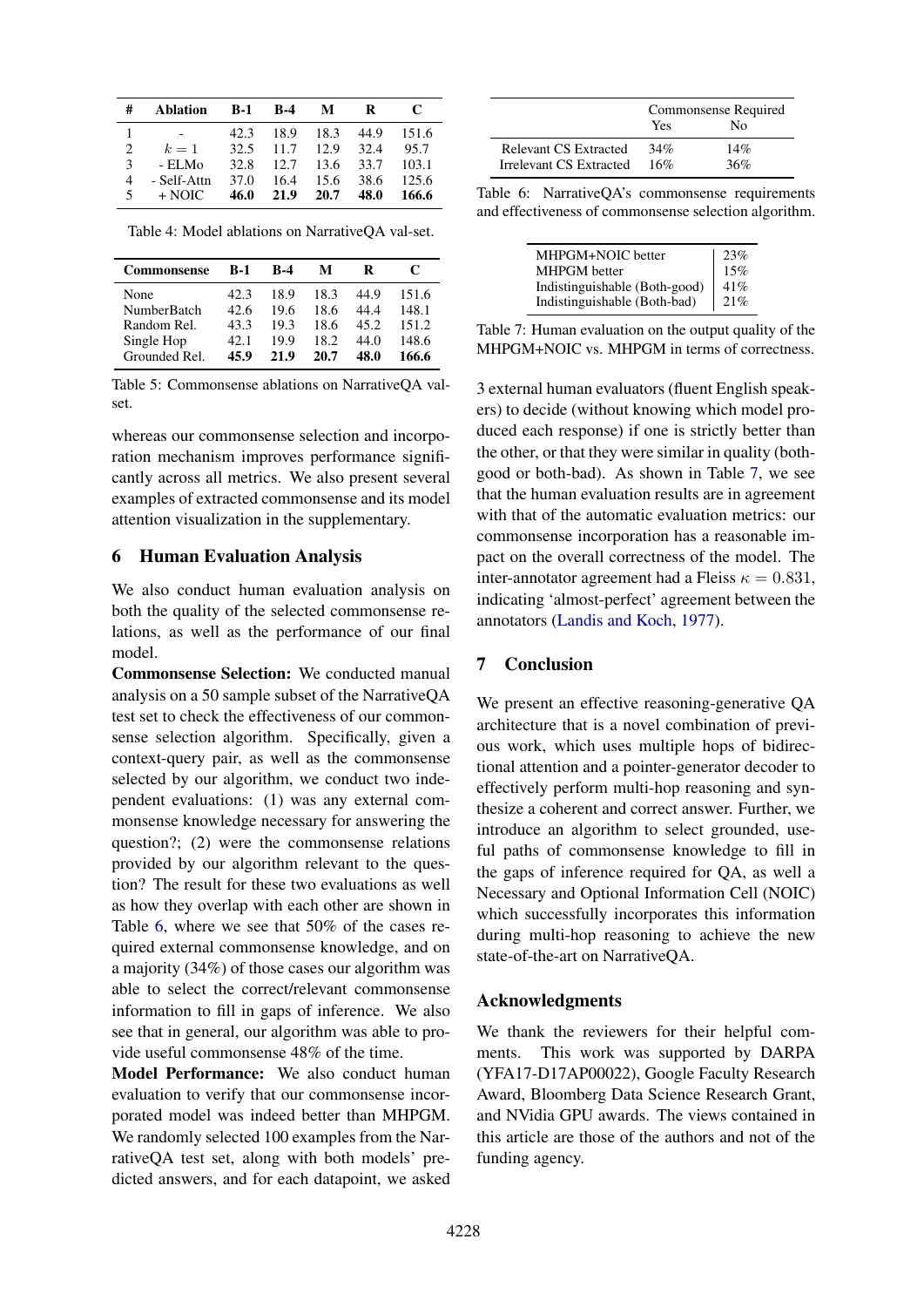| # | Ablation | B-1 | B-4 | M | R | C |
|---|---|---|---|---|---|---|
| 1 | - | 42.3 | 18.9 | 18.3 | 44.9 | 151.6 |
| 2 | $k = 1$ | 32.5 | 11.7 | 12.9 | 32.4 | 95.7 |
| 3 | - ELMo | 32.8 | 12.7 | 13.6 | 33.7 | 103.1 |
| 4 | - Self-Attn | 37.0 | 16.4 | 15.6 | 38.6 | 125.6 |
| 5 | + NOIC | **46.0** | **21.9** | **20.7** | **48.0** | **166.6** |

Table 4: Model ablations on NarrativeQA val-set.

| Commonsense | B-1 | B-4 | M | R | C |
|---|---|---|---|---|---|
| None | 42.3 | 18.9 | 18.3 | 44.9 | 151.6 |
| NumberBatch | 42.6 | 19.6 | 18.6 | 44.4 | 148.1 |
| Random Rel. | 43.3 | 19.3 | 18.6 | 45.2 | 151.2 |
| Single Hop | 42.1 | 19.9 | 18.2 | 44.0 | 148.6 |
| Grounded Rel. | **45.9** | **21.9** | **20.7** | **48.0** | **166.6** |

Table 5: Commonsense ablations on NarrativeQA val-set.

whereas our commonsense selection and incorporation mechanism improves performance significantly across all metrics. We also present several examples of extracted commonsense and its model attention visualization in the supplementary.

## 6 Human Evaluation Analysis

We also conduct human evaluation analysis on both the quality of the selected commonsense relations, as well as the performance of our final model.

**Commonsense Selection:** We conducted manual analysis on a 50 sample subset of the NarrativeQA test set to check the effectiveness of our commonsense selection algorithm. Specifically, given a context-query pair, as well as the commonsense selected by our algorithm, we conduct two independent evaluations: (1) was any external commonsense knowledge necessary for answering the question?; (2) were the commonsense relations provided by our algorithm relevant to the question? The result for these two evaluations as well as how they overlap with each other are shown in Table 6, where we see that 50% of the cases required external commonsense knowledge, and on a majority (34%) of those cases our algorithm was able to select the correct/relevant commonsense information to fill in gaps of inference. We also see that in general, our algorithm was able to provide useful commonsense 48% of the time.

**Model Performance:** We also conduct human evaluation to verify that our commonsense incorporated model was indeed better than MHPGM. We randomly selected 100 examples from the NarrativeQA test set, along with both models' predicted answers, and for each datapoint, we asked 3 external human evaluators (fluent English speakers) to decide (without knowing which model produced each response) if one is strictly better than the other, or that they were similar in quality (both-good or both-bad). As shown in Table 7, we see that the human evaluation results are in agreement with that of the automatic evaluation metrics: our commonsense incorporation has a reasonable impact on the overall correctness of the model. The inter-annotator agreement had a Fleiss $\kappa = 0.831$, indicating 'almost-perfect' agreement between the annotators (Landis and Koch, 1977).

| | Commonsense Required | |
|---|---|---|
| | Yes | No |
| Relevant CS Extracted | 34% | 14% |
| Irrelevant CS Extracted | 16% | 36% |

Table 6: NarrativeQA's commonsense requirements and effectiveness of commonsense selection algorithm.

| | |
|---|---|
| MHPGM+NOIC better | 23% |
| MHPGM better | 15% |
| Indistinguishable (Both-good) | 41% |
| Indistinguishable (Both-bad) | 21% |

Table 7: Human evaluation on the output quality of the MHPGM+NOIC vs. MHPGM in terms of correctness.

## 7 Conclusion

We present an effective reasoning-generative QA architecture that is a novel combination of previous work, which uses multiple hops of bidirectional attention and a pointer-generator decoder to effectively perform multi-hop reasoning and synthesize a coherent and correct answer. Further, we introduce an algorithm to select grounded, useful paths of commonsense knowledge to fill in the gaps of inference required for QA, as well a Necessary and Optional Information Cell (NOIC) which successfully incorporates this information during multi-hop reasoning to achieve the new state-of-the-art on NarrativeQA.

## Acknowledgments

We thank the reviewers for their helpful comments. This work was supported by DARPA (YFA17-D17AP00022), Google Faculty Research Award, Bloomberg Data Science Research Grant, and NVidia GPU awards. The views contained in this article are those of the authors and not of the funding agency.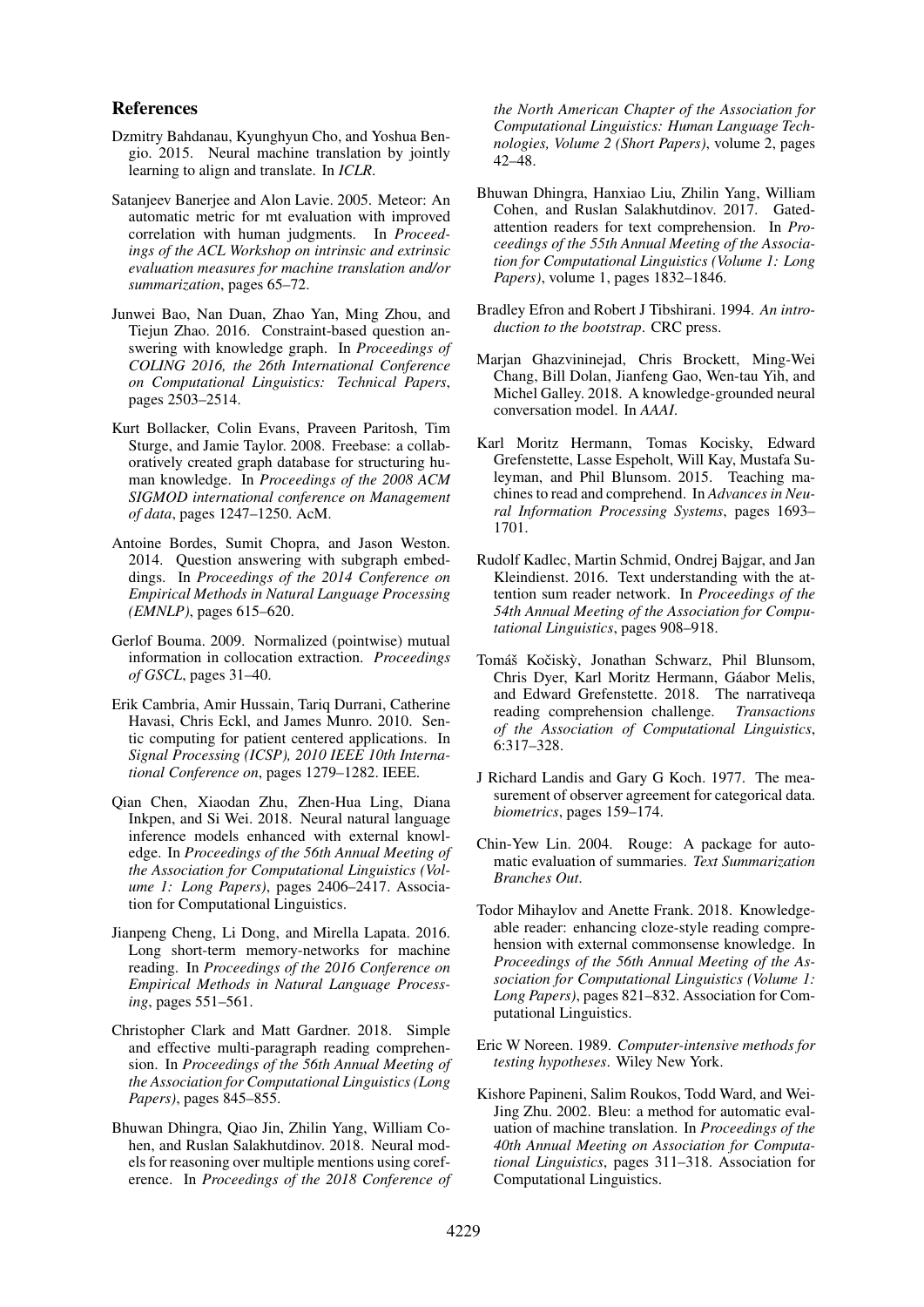## References

Dzmitry Bahdanau, Kyunghyun Cho, and Yoshua Bengio. 2015. Neural machine translation by jointly learning to align and translate. In *ICLR*.

Satanjeev Banerjee and Alon Lavie. 2005. Meteor: An automatic metric for mt evaluation with improved correlation with human judgments. In *Proceedings of the ACL Workshop on intrinsic and extrinsic evaluation measures for machine translation and/or summarization*, pages 65–72.

Junwei Bao, Nan Duan, Zhao Yan, Ming Zhou, and Tiejun Zhao. 2016. Constraint-based question answering with knowledge graph. In *Proceedings of COLING 2016, the 26th International Conference on Computational Linguistics: Technical Papers*, pages 2503–2514.

Kurt Bollacker, Colin Evans, Praveen Paritosh, Tim Sturge, and Jamie Taylor. 2008. Freebase: a collaboratively created graph database for structuring human knowledge. In *Proceedings of the 2008 ACM SIGMOD international conference on Management of data*, pages 1247–1250. AcM.

Antoine Bordes, Sumit Chopra, and Jason Weston. 2014. Question answering with subgraph embeddings. In *Proceedings of the 2014 Conference on Empirical Methods in Natural Language Processing (EMNLP)*, pages 615–620.

Gerlof Bouma. 2009. Normalized (pointwise) mutual information in collocation extraction. *Proceedings of GSCL*, pages 31–40.

Erik Cambria, Amir Hussain, Tariq Durrani, Catherine Havasi, Chris Eckl, and James Munro. 2010. Sentic computing for patient centered applications. In *Signal Processing (ICSP), 2010 IEEE 10th International Conference on*, pages 1279–1282. IEEE.

Qian Chen, Xiaodan Zhu, Zhen-Hua Ling, Diana Inkpen, and Si Wei. 2018. Neural natural language inference models enhanced with external knowledge. In *Proceedings of the 56th Annual Meeting of the Association for Computational Linguistics (Volume 1: Long Papers)*, pages 2406–2417. Association for Computational Linguistics.

Jianpeng Cheng, Li Dong, and Mirella Lapata. 2016. Long short-term memory-networks for machine reading. In *Proceedings of the 2016 Conference on Empirical Methods in Natural Language Processing*, pages 551–561.

Christopher Clark and Matt Gardner. 2018. Simple and effective multi-paragraph reading comprehension. In *Proceedings of the 56th Annual Meeting of the Association for Computational Linguistics (Long Papers)*, pages 845–855.

Bhuwan Dhingra, Qiao Jin, Zhilin Yang, William Cohen, and Ruslan Salakhutdinov. 2018. Neural models for reasoning over multiple mentions using coreference. In *Proceedings of the 2018 Conference of the North American Chapter of the Association for Computational Linguistics: Human Language Technologies, Volume 2 (Short Papers)*, volume 2, pages 42–48.

Bhuwan Dhingra, Hanxiao Liu, Zhilin Yang, William Cohen, and Ruslan Salakhutdinov. 2017. Gated-attention readers for text comprehension. In *Proceedings of the 55th Annual Meeting of the Association for Computational Linguistics (Volume 1: Long Papers)*, volume 1, pages 1832–1846.

Bradley Efron and Robert J Tibshirani. 1994. *An introduction to the bootstrap*. CRC press.

Marjan Ghazvininejad, Chris Brockett, Ming-Wei Chang, Bill Dolan, Jianfeng Gao, Wen-tau Yih, and Michel Galley. 2018. A knowledge-grounded neural conversation model. In *AAAI*.

Karl Moritz Hermann, Tomas Kocisky, Edward Grefenstette, Lasse Espeholt, Will Kay, Mustafa Suleyman, and Phil Blunsom. 2015. Teaching machines to read and comprehend. In *Advances in Neural Information Processing Systems*, pages 1693–1701.

Rudolf Kadlec, Martin Schmid, Ondrej Bajgar, and Jan Kleindienst. 2016. Text understanding with the attention sum reader network. In *Proceedings of the 54th Annual Meeting of the Association for Computational Linguistics*, pages 908–918.

Tomáš Kočiskỳ, Jonathan Schwarz, Phil Blunsom, Chris Dyer, Karl Moritz Hermann, Gáabor Melis, and Edward Grefenstette. 2018. The narrativeqa reading comprehension challenge. *Transactions of the Association of Computational Linguistics*, 6:317–328.

J Richard Landis and Gary G Koch. 1977. The measurement of observer agreement for categorical data. *biometrics*, pages 159–174.

Chin-Yew Lin. 2004. Rouge: A package for automatic evaluation of summaries. *Text Summarization Branches Out*.

Todor Mihaylov and Anette Frank. 2018. Knowledgeable reader: enhancing cloze-style reading comprehension with external commonsense knowledge. In *Proceedings of the 56th Annual Meeting of the Association for Computational Linguistics (Volume 1: Long Papers)*, pages 821–832. Association for Computational Linguistics.

Eric W Noreen. 1989. *Computer-intensive methods for testing hypotheses*. Wiley New York.

Kishore Papineni, Salim Roukos, Todd Ward, and Wei-Jing Zhu. 2002. Bleu: a method for automatic evaluation of machine translation. In *Proceedings of the 40th Annual Meeting on Association for Computational Linguistics*, pages 311–318. Association for Computational Linguistics.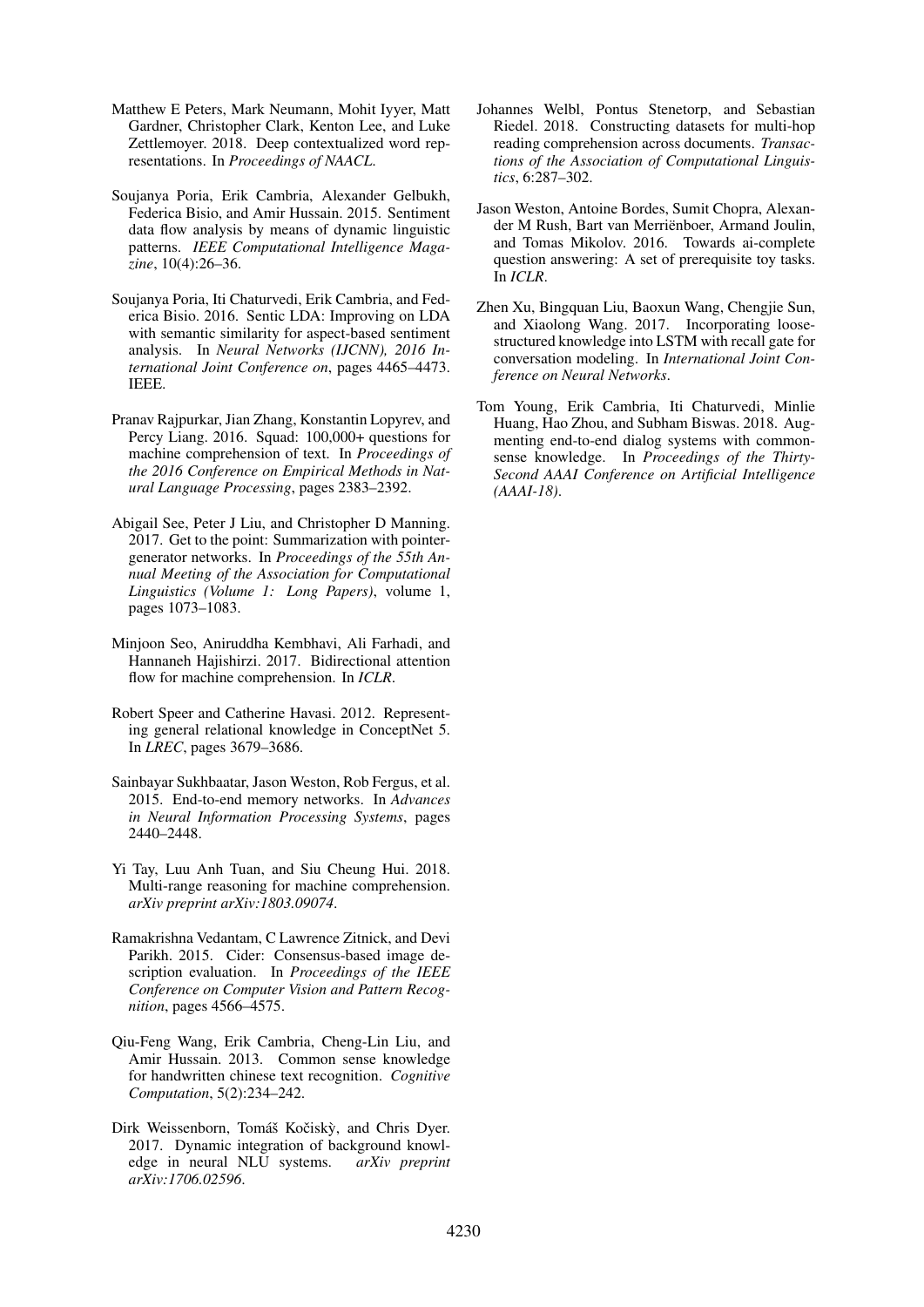Matthew E Peters, Mark Neumann, Mohit Iyyer, Matt Gardner, Christopher Clark, Kenton Lee, and Luke Zettlemoyer. 2018. Deep contextualized word representations. In *Proceedings of NAACL*.

Soujanya Poria, Erik Cambria, Alexander Gelbukh, Federica Bisio, and Amir Hussain. 2015. Sentiment data flow analysis by means of dynamic linguistic patterns. *IEEE Computational Intelligence Magazine*, 10(4):26–36.

Soujanya Poria, Iti Chaturvedi, Erik Cambria, and Federica Bisio. 2016. Sentic LDA: Improving on LDA with semantic similarity for aspect-based sentiment analysis. In *Neural Networks (IJCNN), 2016 International Joint Conference on*, pages 4465–4473. IEEE.

Pranav Rajpurkar, Jian Zhang, Konstantin Lopyrev, and Percy Liang. 2016. Squad: 100,000+ questions for machine comprehension of text. In *Proceedings of the 2016 Conference on Empirical Methods in Natural Language Processing*, pages 2383–2392.

Abigail See, Peter J Liu, and Christopher D Manning. 2017. Get to the point: Summarization with pointer-generator networks. In *Proceedings of the 55th Annual Meeting of the Association for Computational Linguistics (Volume 1: Long Papers)*, volume 1, pages 1073–1083.

Minjoon Seo, Aniruddha Kembhavi, Ali Farhadi, and Hannaneh Hajishirzi. 2017. Bidirectional attention flow for machine comprehension. In *ICLR*.

Robert Speer and Catherine Havasi. 2012. Representing general relational knowledge in ConceptNet 5. In *LREC*, pages 3679–3686.

Sainbayar Sukhbaatar, Jason Weston, Rob Fergus, et al. 2015. End-to-end memory networks. In *Advances in Neural Information Processing Systems*, pages 2440–2448.

Yi Tay, Luu Anh Tuan, and Siu Cheung Hui. 2018. Multi-range reasoning for machine comprehension. *arXiv preprint arXiv:1803.09074*.

Ramakrishna Vedantam, C Lawrence Zitnick, and Devi Parikh. 2015. Cider: Consensus-based image description evaluation. In *Proceedings of the IEEE Conference on Computer Vision and Pattern Recognition*, pages 4566–4575.

Qiu-Feng Wang, Erik Cambria, Cheng-Lin Liu, and Amir Hussain. 2013. Common sense knowledge for handwritten chinese text recognition. *Cognitive Computation*, 5(2):234–242.

Dirk Weissenborn, Tomáš Kočiskỳ, and Chris Dyer. 2017. Dynamic integration of background knowledge in neural NLU systems. *arXiv preprint arXiv:1706.02596*.

Johannes Welbl, Pontus Stenetorp, and Sebastian Riedel. 2018. Constructing datasets for multi-hop reading comprehension across documents. *Transactions of the Association of Computational Linguistics*, 6:287–302.

Jason Weston, Antoine Bordes, Sumit Chopra, Alexander M Rush, Bart van Merriënboer, Armand Joulin, and Tomas Mikolov. 2016. Towards ai-complete question answering: A set of prerequisite toy tasks. In *ICLR*.

Zhen Xu, Bingquan Liu, Baoxun Wang, Chengjie Sun, and Xiaolong Wang. 2017. Incorporating loose-structured knowledge into LSTM with recall gate for conversation modeling. In *International Joint Conference on Neural Networks*.

Tom Young, Erik Cambria, Iti Chaturvedi, Minlie Huang, Hao Zhou, and Subham Biswas. 2018. Augmenting end-to-end dialog systems with commonsense knowledge. In *Proceedings of the Thirty-Second AAAI Conference on Artificial Intelligence (AAAI-18)*.